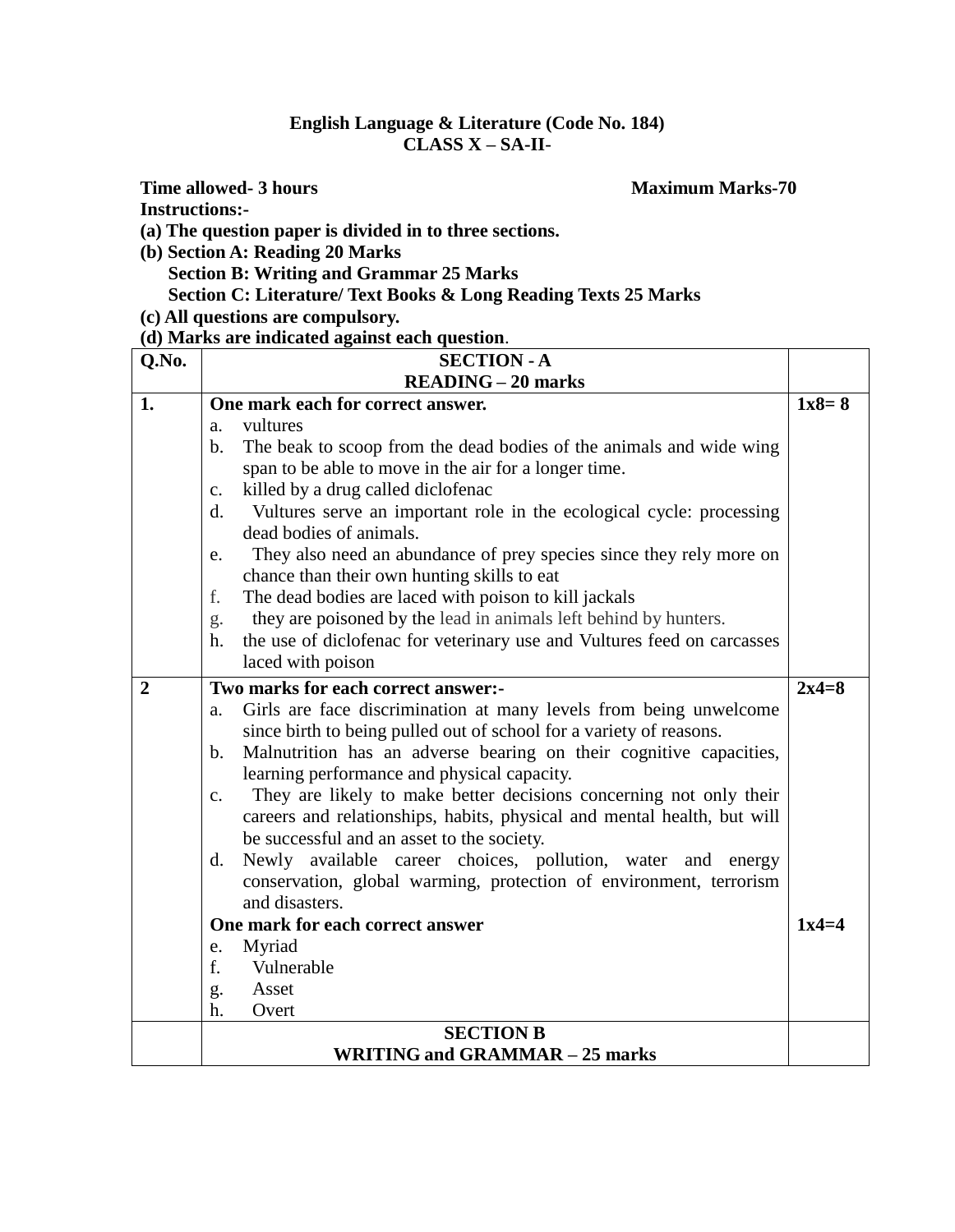**English Language & Literature (Code No. 184)**
**CLASS X – SA-II-**

**Time allowed- 3 hours** **Maximum Marks-70**

**Instructions:-**

**(a) The question paper is divided in to three sections.**

**(b) Section A: Reading 20 Marks**
**Section B: Writing and Grammar 25 Marks**
**Section C: Literature/ Text Books & Long Reading Texts 25 Marks**

**(c) All questions are compulsory.**

**(d) Marks are indicated against each question**.

| Q.No. | SECTION - A<br>READING – 20 marks | |
|---|---|---|
| **1.** | **One mark each for correct answer.**<br>a. vultures<br>b. The beak to scoop from the dead bodies of the animals and wide wing span to be able to move in the air for a longer time.<br>c. killed by a drug called diclofenac<br>d. Vultures serve an important role in the ecological cycle: processing dead bodies of animals.<br>e. They also need an abundance of prey species since they rely more on chance than their own hunting skills to eat<br>f. The dead bodies are laced with poison to kill jackals<br>g. they are poisoned by the lead in animals left behind by hunters.<br>h. the use of diclofenac for veterinary use and Vultures feed on carcasses laced with poison | **1x8= 8** |
| **2** | **Two marks for each correct answer:-**<br>a. Girls are face discrimination at many levels from being unwelcome since birth to being pulled out of school for a variety of reasons.<br>b. Malnutrition has an adverse bearing on their cognitive capacities, learning performance and physical capacity.<br>c. They are likely to make better decisions concerning not only their careers and relationships, habits, physical and mental health, but will be successful and an asset to the society.<br>d. Newly available career choices, pollution, water and energy conservation, global warming, protection of environment, terrorism and disasters.<br>**One mark for each correct answer**<br>e. Myriad<br>f. Vulnerable<br>g. Asset<br>h. Overt | **2x4=8**<br><br><br><br><br><br><br><br>**1x4=4** |
| | **SECTION B**<br>**WRITING and GRAMMAR – 25 marks** | |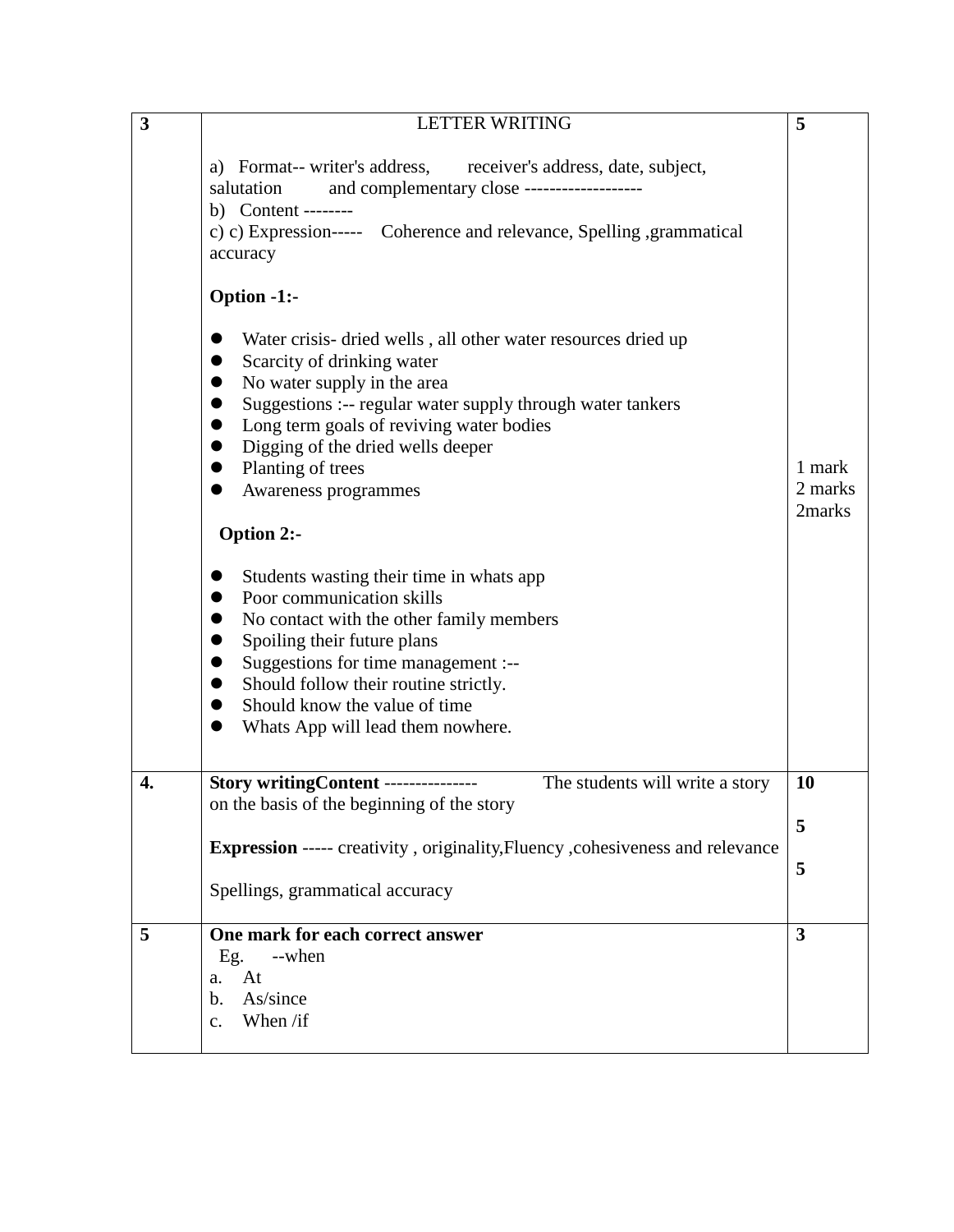| | | |
|---|---|---|
| **3** | LETTER WRITING<br><br>a) Format-- writer's address, receiver's address, date, subject, salutation and complementary close -------------------<br>b) Content --------<br>c) c) Expression----- Coherence and relevance, Spelling ,grammatical accuracy<br><br>**Option -1:-**<br><br>● Water crisis- dried wells , all other water resources dried up<br>● Scarcity of drinking water<br>● No water supply in the area<br>● Suggestions :-- regular water supply through water tankers<br>● Long term goals of reviving water bodies<br>● Digging of the dried wells deeper<br>● Planting of trees<br>● Awareness programmes<br><br>**Option 2:-**<br><br>● Students wasting their time in whats app<br>● Poor communication skills<br>● No contact with the other family members<br>● Spoiling their future plans<br>● Suggestions for time management :--<br>● Should follow their routine strictly.<br>● Should know the value of time<br>● Whats App will lead them nowhere. | **5**<br><br><br><br><br><br><br><br><br><br><br><br><br><br>1 mark<br>2 marks<br>2marks |
| **4.** | **Story writingContent** --------------- The students will write a story on the basis of the beginning of the story<br><br>**Expression** ----- creativity , originality,Fluency ,cohesiveness and relevance<br><br>Spellings, grammatical accuracy | **10**<br><br>**5**<br><br>**5** |
| **5** | **One mark for each correct answer**<br>Eg. --when<br>a. At<br>b. As/since<br>c. When /if | **3** |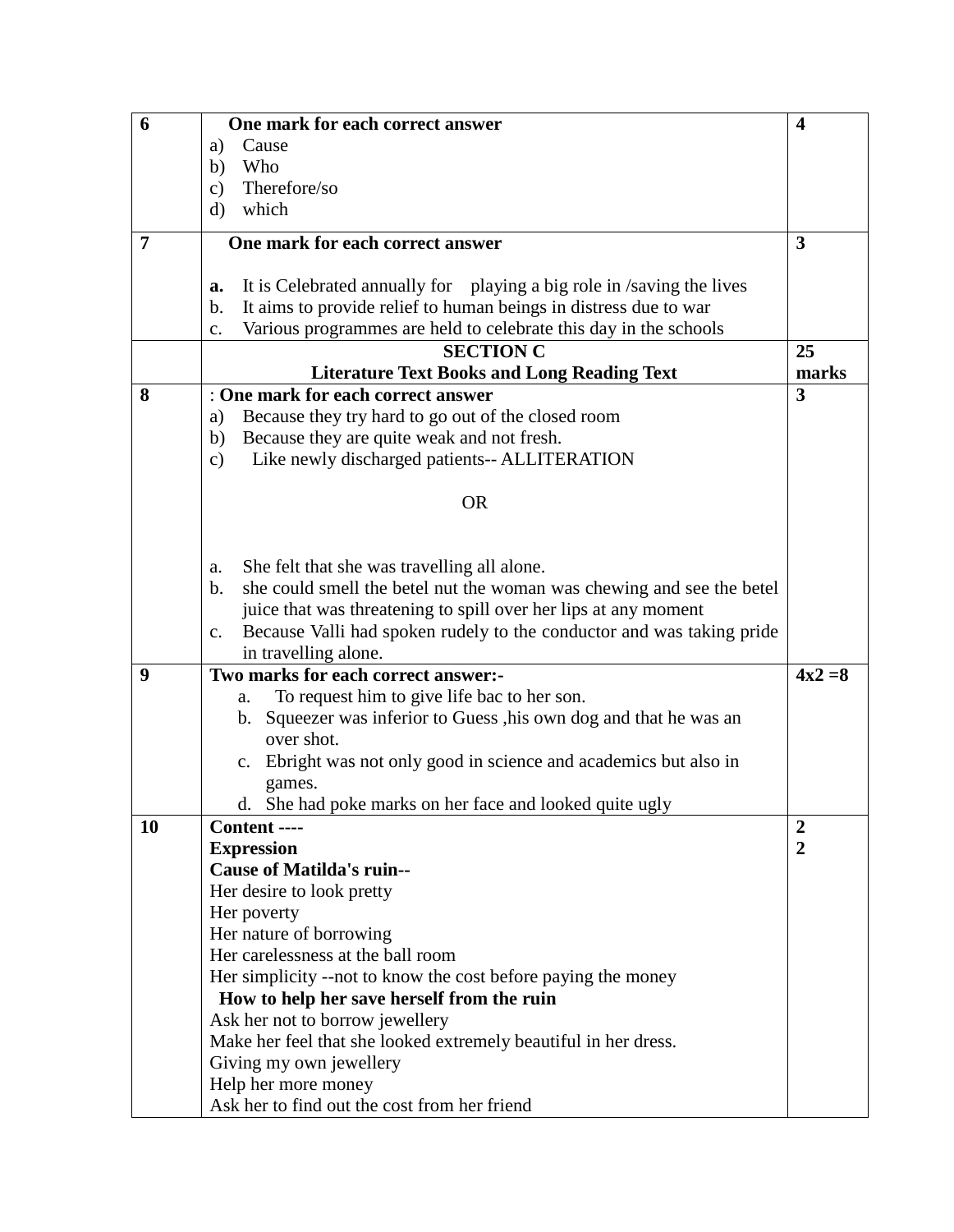| | | |
|---|---|---|
| **6** | **One mark for each correct answer**<br>a) Cause<br>b) Who<br>c) Therefore/so<br>d) which | **4** |
| **7** | **One mark for each correct answer**<br><br>**a.** It is Celebrated annually for playing a big role in /saving the lives<br>b. It aims to provide relief to human beings in distress due to war<br>c. Various programmes are held to celebrate this day in the schools | **3** |
| | **SECTION C**<br>**Literature Text Books and Long Reading Text** | **25 marks** |
| **8** | : **One mark for each correct answer**<br>a) Because they try hard to go out of the closed room<br>b) Because they are quite weak and not fresh.<br>c) Like newly discharged patients-- ALLITERATION<br><br>OR<br><br>a. She felt that she was travelling all alone.<br>b. she could smell the betel nut the woman was chewing and see the betel juice that was threatening to spill over her lips at any moment<br>c. Because Valli had spoken rudely to the conductor and was taking pride in travelling alone. | **3** |
| **9** | **Two marks for each correct answer:-**<br>a. To request him to give life bac to her son.<br>b. Squeezer was inferior to Guess ,his own dog and that he was an over shot.<br>c. Ebright was not only good in science and academics but also in games.<br>d. She had poke marks on her face and looked quite ugly | **4x2 =8** |
| **10** | **Content ----**<br>**Expression**<br>**Cause of Matilda's ruin--**<br>Her desire to look pretty<br>Her poverty<br>Her nature of borrowing<br>Her carelessness at the ball room<br>Her simplicity --not to know the cost before paying the money<br>**How to help her save herself from the ruin**<br>Ask her not to borrow jewellery<br>Make her feel that she looked extremely beautiful in her dress.<br>Giving my own jewellery<br>Help her more money<br>Ask her to find out the cost from her friend | **2**<br>**2** |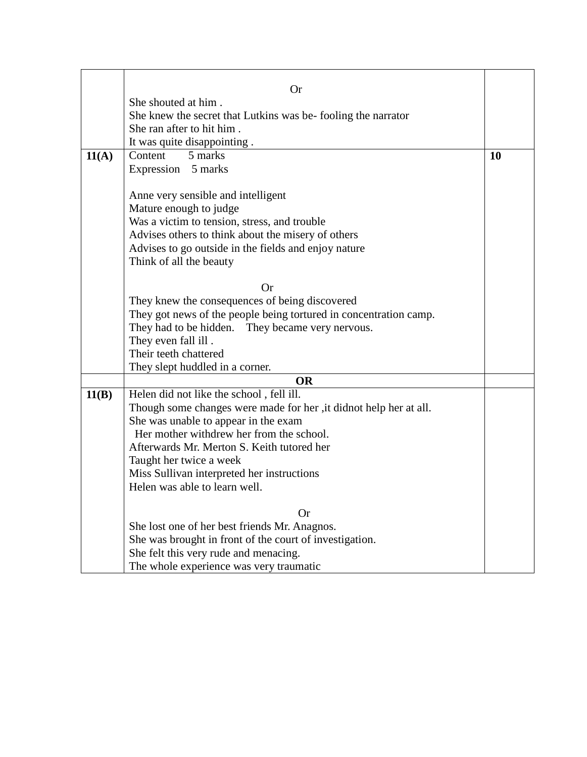| | | |
|---|---|---|
| | Or<br>She shouted at him .<br>She knew the secret that Lutkins was be- fooling the narrator<br>She ran after to hit him .<br>It was quite disappointing . | |
| **11(A)** | Content 5 marks<br>Expression 5 marks<br><br>Anne very sensible and intelligent<br>Mature enough to judge<br>Was a victim to tension, stress, and trouble<br>Advises others to think about the misery of others<br>Advises to go outside in the fields and enjoy nature<br>Think of all the beauty<br><br>Or<br>They knew the consequences of being discovered<br>They got news of the people being tortured in concentration camp.<br>They had to be hidden. They became very nervous.<br>They even fall ill .<br>Their teeth chattered<br>They slept huddled in a corner. | **10** |
| | **OR** | |
| **11(B)** | Helen did not like the school , fell ill.<br>Though some changes were made for her ,it didnot help her at all.<br>She was unable to appear in the exam<br>Her mother withdrew her from the school.<br>Afterwards Mr. Merton S. Keith tutored her<br>Taught her twice a week<br>Miss Sullivan interpreted her instructions<br>Helen was able to learn well.<br><br>Or<br>She lost one of her best friends Mr. Anagnos.<br>She was brought in front of the court of investigation.<br>She felt this very rude and menacing.<br>The whole experience was very traumatic | |